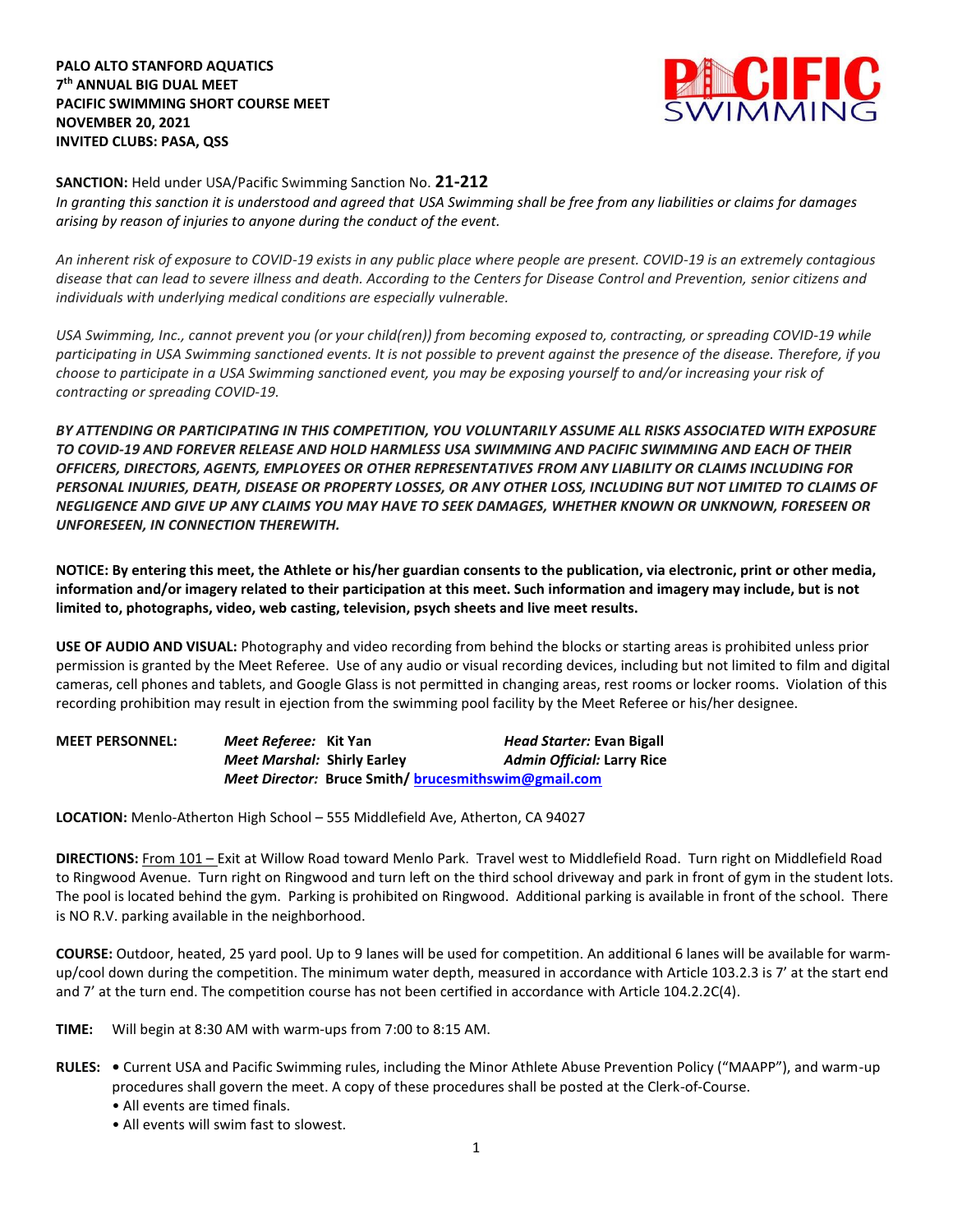**PALO ALTO STANFORD AQUATICS**
**7th ANNUAL BIG DUAL MEET**
**PACIFIC SWIMMING SHORT COURSE MEET**
**NOVEMBER 20, 2021**
**INVITED CLUBS: PASA, QSS**

**SANCTION:** Held under USA/Pacific Swimming Sanction No. **21-212**
*In granting this sanction it is understood and agreed that USA Swimming shall be free from any liabilities or claims for damages arising by reason of injuries to anyone during the conduct of the event.*

*An inherent risk of exposure to COVID-19 exists in any public place where people are present. COVID-19 is an extremely contagious disease that can lead to severe illness and death. According to the Centers for Disease Control and Prevention, senior citizens and individuals with underlying medical conditions are especially vulnerable.*

*USA Swimming, Inc., cannot prevent you (or your child(ren)) from becoming exposed to, contracting, or spreading COVID-19 while participating in USA Swimming sanctioned events. It is not possible to prevent against the presence of the disease. Therefore, if you choose to participate in a USA Swimming sanctioned event, you may be exposing yourself to and/or increasing your risk of contracting or spreading COVID-19.*

***BY ATTENDING OR PARTICIPATING IN THIS COMPETITION, YOU VOLUNTARILY ASSUME ALL RISKS ASSOCIATED WITH EXPOSURE TO COVID-19 AND FOREVER RELEASE AND HOLD HARMLESS USA SWIMMING AND PACIFIC SWIMMING AND EACH OF THEIR OFFICERS, DIRECTORS, AGENTS, EMPLOYEES OR OTHER REPRESENTATIVES FROM ANY LIABILITY OR CLAIMS INCLUDING FOR PERSONAL INJURIES, DEATH, DISEASE OR PROPERTY LOSSES, OR ANY OTHER LOSS, INCLUDING BUT NOT LIMITED TO CLAIMS OF NEGLIGENCE AND GIVE UP ANY CLAIMS YOU MAY HAVE TO SEEK DAMAGES, WHETHER KNOWN OR UNKNOWN, FORESEEN OR UNFORESEEN, IN CONNECTION THEREWITH.***

**NOTICE: By entering this meet, the Athlete or his/her guardian consents to the publication, via electronic, print or other media, information and/or imagery related to their participation at this meet. Such information and imagery may include, but is not limited to, photographs, video, web casting, television, psych sheets and live meet results.**

**USE OF AUDIO AND VISUAL:** Photography and video recording from behind the blocks or starting areas is prohibited unless prior permission is granted by the Meet Referee. Use of any audio or visual recording devices, including but not limited to film and digital cameras, cell phones and tablets, and Google Glass is not permitted in changing areas, rest rooms or locker rooms. Violation of this recording prohibition may result in ejection from the swimming pool facility by the Meet Referee or his/her designee.

**MEET PERSONNEL:**
***Meet Referee:*** **Kit Yan** — ***Head Starter:*** **Evan Bigall**
***Meet Marshal:*** **Shirly Earley** — ***Admin Official:*** **Larry Rice**
***Meet Director:*** **Bruce Smith/ brucesmithswim@gmail.com**

**LOCATION:** Menlo-Atherton High School – 555 Middlefield Ave, Atherton, CA 94027

**DIRECTIONS:** From 101 – Exit at Willow Road toward Menlo Park. Travel west to Middlefield Road. Turn right on Middlefield Road to Ringwood Avenue. Turn right on Ringwood and turn left on the third school driveway and park in front of gym in the student lots. The pool is located behind the gym. Parking is prohibited on Ringwood. Additional parking is available in front of the school. There is NO R.V. parking available in the neighborhood.

**COURSE:** Outdoor, heated, 25 yard pool. Up to 9 lanes will be used for competition. An additional 6 lanes will be available for warm-up/cool down during the competition. The minimum water depth, measured in accordance with Article 103.2.3 is 7' at the start end and 7' at the turn end. The competition course has not been certified in accordance with Article 104.2.2C(4).

**TIME:** Will begin at 8:30 AM with warm-ups from 7:00 to 8:15 AM.

**RULES:**
- Current USA and Pacific Swimming rules, including the Minor Athlete Abuse Prevention Policy ("MAAPP"), and warm-up procedures shall govern the meet. A copy of these procedures shall be posted at the Clerk-of-Course.
- All events are timed finals.
- All events will swim fast to slowest.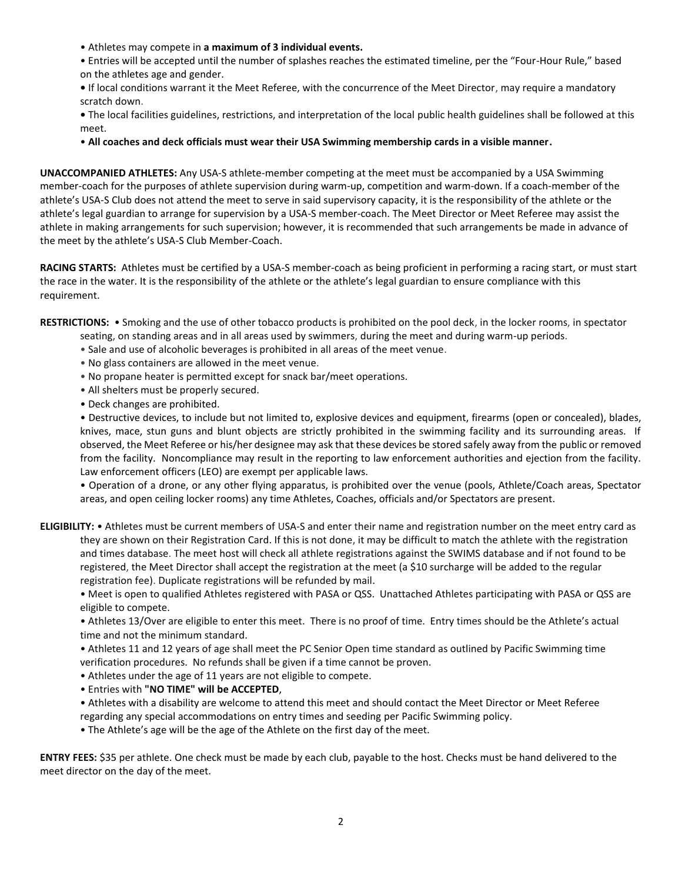- Athletes may compete in **a maximum of 3 individual events.**
- Entries will be accepted until the number of splashes reaches the estimated timeline, per the "Four-Hour Rule," based on the athletes age and gender.
- If local conditions warrant it the Meet Referee, with the concurrence of the Meet Director, may require a mandatory scratch down.
- The local facilities guidelines, restrictions, and interpretation of the local public health guidelines shall be followed at this meet.
- **All coaches and deck officials must wear their USA Swimming membership cards in a visible manner.**

**UNACCOMPANIED ATHLETES:** Any USA-S athlete-member competing at the meet must be accompanied by a USA Swimming member-coach for the purposes of athlete supervision during warm-up, competition and warm-down. If a coach-member of the athlete's USA-S Club does not attend the meet to serve in said supervisory capacity, it is the responsibility of the athlete or the athlete's legal guardian to arrange for supervision by a USA-S member-coach. The Meet Director or Meet Referee may assist the athlete in making arrangements for such supervision; however, it is recommended that such arrangements be made in advance of the meet by the athlete's USA-S Club Member-Coach.

**RACING STARTS:** Athletes must be certified by a USA-S member-coach as being proficient in performing a racing start, or must start the race in the water. It is the responsibility of the athlete or the athlete's legal guardian to ensure compliance with this requirement.

**RESTRICTIONS:**
- Smoking and the use of other tobacco products is prohibited on the pool deck, in the locker rooms, in spectator seating, on standing areas and in all areas used by swimmers, during the meet and during warm-up periods.
- Sale and use of alcoholic beverages is prohibited in all areas of the meet venue.
- No glass containers are allowed in the meet venue.
- No propane heater is permitted except for snack bar/meet operations.
- All shelters must be properly secured.
- Deck changes are prohibited.
- Destructive devices, to include but not limited to, explosive devices and equipment, firearms (open or concealed), blades, knives, mace, stun guns and blunt objects are strictly prohibited in the swimming facility and its surrounding areas. If observed, the Meet Referee or his/her designee may ask that these devices be stored safely away from the public or removed from the facility. Noncompliance may result in the reporting to law enforcement authorities and ejection from the facility. Law enforcement officers (LEO) are exempt per applicable laws.
- Operation of a drone, or any other flying apparatus, is prohibited over the venue (pools, Athlete/Coach areas, Spectator areas, and open ceiling locker rooms) any time Athletes, Coaches, officials and/or Spectators are present.

**ELIGIBILITY:**
- Athletes must be current members of USA-S and enter their name and registration number on the meet entry card as they are shown on their Registration Card. If this is not done, it may be difficult to match the athlete with the registration and times database. The meet host will check all athlete registrations against the SWIMS database and if not found to be registered, the Meet Director shall accept the registration at the meet (a $10 surcharge will be added to the regular registration fee). Duplicate registrations will be refunded by mail.
- Meet is open to qualified Athletes registered with PASA or QSS. Unattached Athletes participating with PASA or QSS are eligible to compete.
- Athletes 13/Over are eligible to enter this meet. There is no proof of time. Entry times should be the Athlete's actual time and not the minimum standard.
- Athletes 11 and 12 years of age shall meet the PC Senior Open time standard as outlined by Pacific Swimming time verification procedures. No refunds shall be given if a time cannot be proven.
- Athletes under the age of 11 years are not eligible to compete.
- Entries with **"NO TIME" will be ACCEPTED**,
- Athletes with a disability are welcome to attend this meet and should contact the Meet Director or Meet Referee regarding any special accommodations on entry times and seeding per Pacific Swimming policy.
- The Athlete's age will be the age of the Athlete on the first day of the meet.

**ENTRY FEES:** $35 per athlete. One check must be made by each club, payable to the host. Checks must be hand delivered to the meet director on the day of the meet.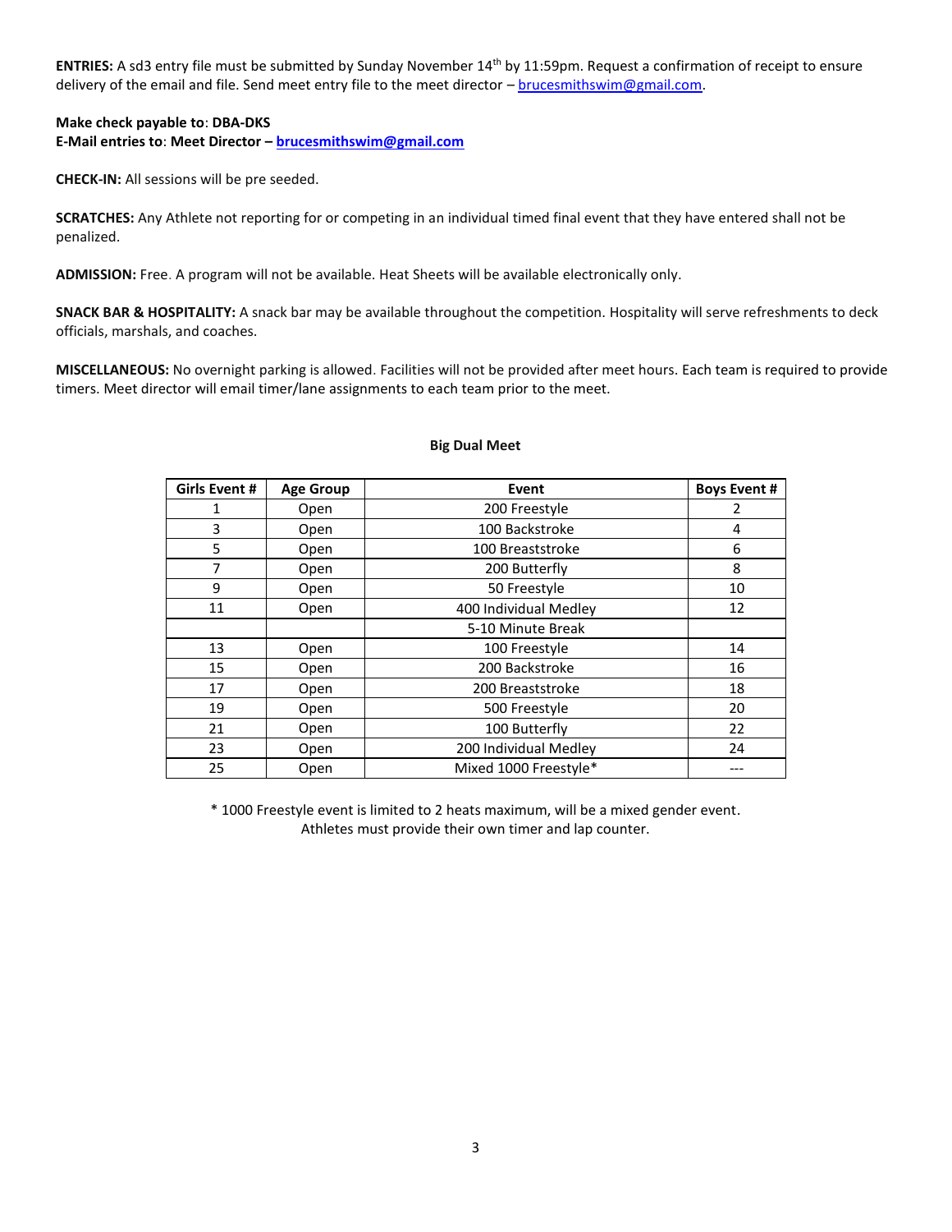**ENTRIES:** A sd3 entry file must be submitted by Sunday November 14th by 11:59pm. Request a confirmation of receipt to ensure delivery of the email and file. Send meet entry file to the meet director – brucesmithswim@gmail.com.

**Make check payable to**: **DBA-DKS**
**E-Mail entries to**: **Meet Director – brucesmithswim@gmail.com**

**CHECK-IN:** All sessions will be pre seeded.

**SCRATCHES:** Any Athlete not reporting for or competing in an individual timed final event that they have entered shall not be penalized.

**ADMISSION:** Free. A program will not be available. Heat Sheets will be available electronically only.

**SNACK BAR & HOSPITALITY:** A snack bar may be available throughout the competition. Hospitality will serve refreshments to deck officials, marshals, and coaches.

**MISCELLANEOUS:** No overnight parking is allowed. Facilities will not be provided after meet hours. Each team is required to provide timers. Meet director will email timer/lane assignments to each team prior to the meet.

**Big Dual Meet**

| Girls Event # | Age Group | Event | Boys Event # |
|---|---|---|---|
| 1 | Open | 200 Freestyle | 2 |
| 3 | Open | 100 Backstroke | 4 |
| 5 | Open | 100 Breaststroke | 6 |
| 7 | Open | 200 Butterfly | 8 |
| 9 | Open | 50 Freestyle | 10 |
| 11 | Open | 400 Individual Medley | 12 |
| | | 5-10 Minute Break | |
| 13 | Open | 100 Freestyle | 14 |
| 15 | Open | 200 Backstroke | 16 |
| 17 | Open | 200 Breaststroke | 18 |
| 19 | Open | 500 Freestyle | 20 |
| 21 | Open | 100 Butterfly | 22 |
| 23 | Open | 200 Individual Medley | 24 |
| 25 | Open | Mixed 1000 Freestyle* | --- |

* 1000 Freestyle event is limited to 2 heats maximum, will be a mixed gender event.
Athletes must provide their own timer and lap counter.